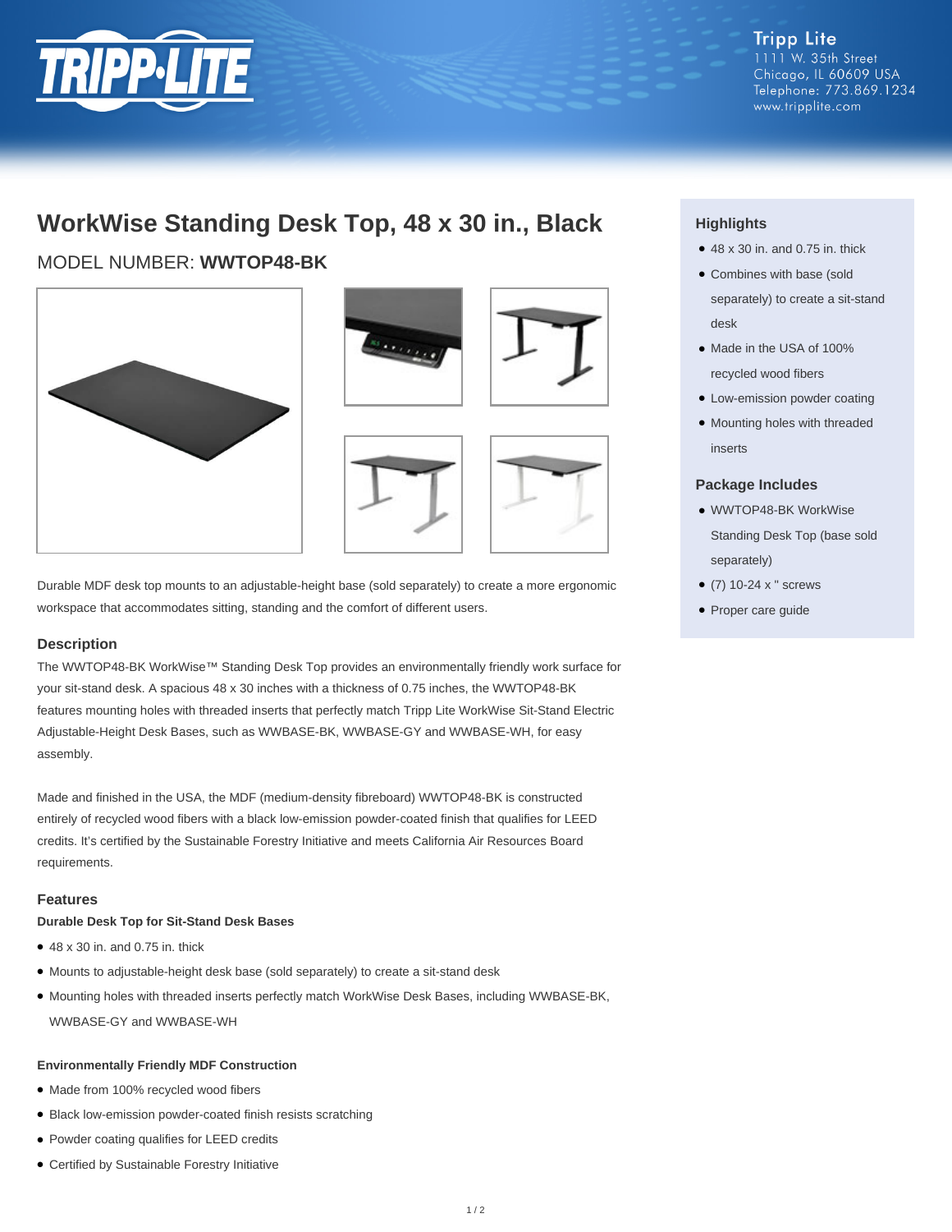# WorkWise Standing Desk Top, 48 x 30 in., Black

MODEL NUMBER: **WWTOP48-BK**

Durable MDF desk top mounts to an adjustable-height base (sold separately) to create a more ergonomic workspace that accommodates sitting, standing and the comfort of different users.

## Description

The WWTOP48-BK WorkWise™ Standing Desk Top provides an environmentally friendly work surface for your sit-stand desk. A spacious 48 x 30 inches with a thickness of 0.75 inches, the WWTOP48-BK features mounting holes with threaded inserts that perfectly match Tripp Lite WorkWise Sit-Stand Electric Adjustable-Height Desk Bases, such as WWBASE-BK, WWBASE-GY and WWBASE-WH, for easy assembly.

Made and finished in the USA, the MDF (medium-density fibreboard) WWTOP48-BK is constructed entirely of recycled wood fibers with a black low-emission powder-coated finish that qualifies for LEED credits. It's certified by the Sustainable Forestry Initiative and meets California Air Resources Board requirements.

## Features

**Durable Desk Top for Sit-Stand Desk Bases**

- 48 x 30 in. and 0.75 in. thick
- Mounts to adjustable-height desk base (sold separately) to create a sit-stand desk
- Mounting holes with threaded inserts perfectly match WorkWise Desk Bases, including WWBASE-BK, WWBASE-GY and WWBASE-WH

**Environmentally Friendly MDF Construction**

- Made from 100% recycled wood fibers
- Black low-emission powder-coated finish resists scratching
- Powder coating qualifies for LEED credits
- Certified by Sustainable Forestry Initiative

## Highlights

- 48 x 30 in. and 0.75 in. thick
- Combines with base (sold separately) to create a sit-stand desk
- Made in the USA of 100% recycled wood fibers
- Low-emission powder coating
- Mounting holes with threaded inserts

## Package Includes

- WWTOP48-BK WorkWise Standing Desk Top (base sold separately)
- (7) 10-24 x " screws
- Proper care guide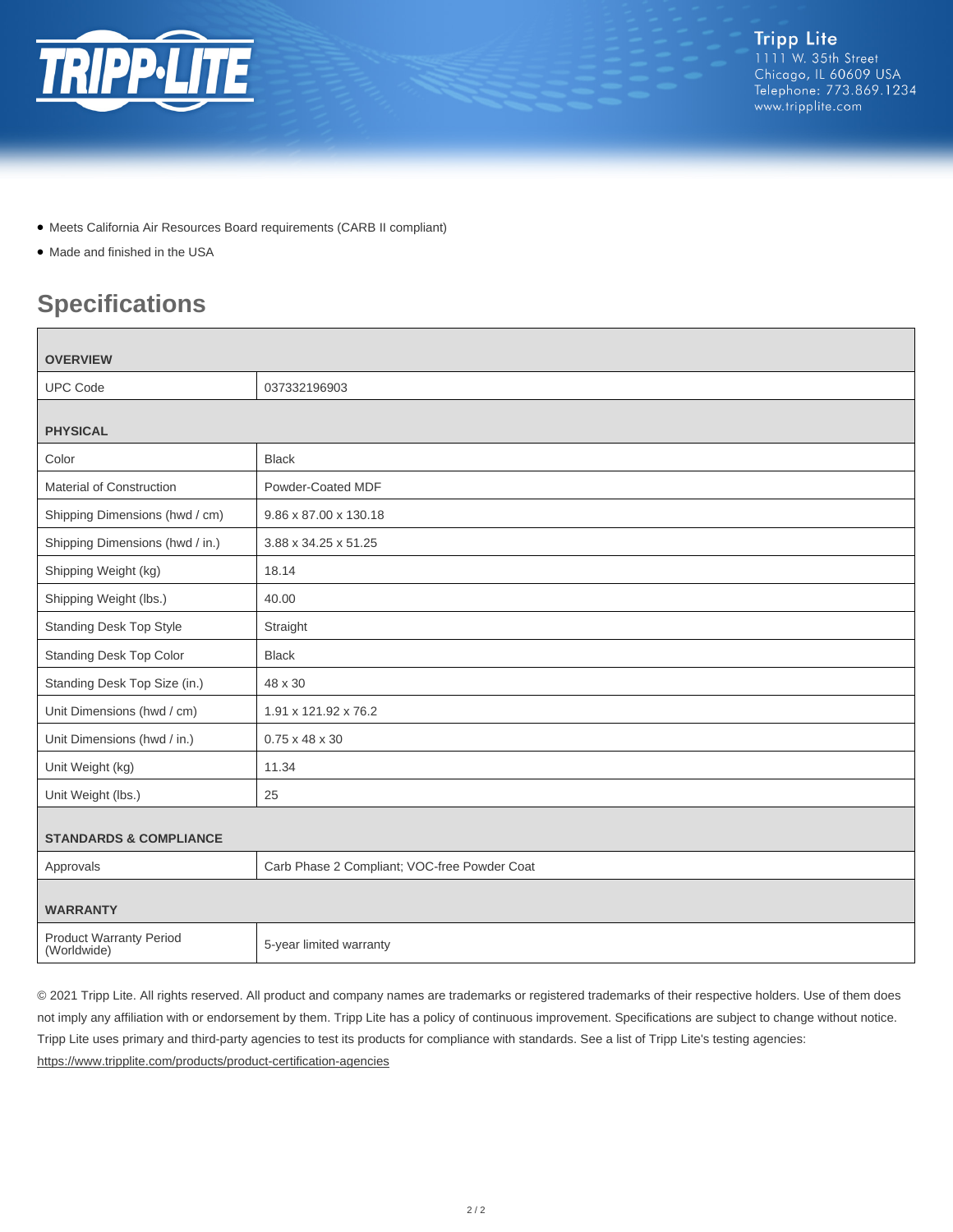- Meets California Air Resources Board requirements (CARB II compliant)
- Made and finished in the USA

## Specifications

| | |
|---|---|
| **OVERVIEW** | |
| UPC Code | 037332196903 |
| **PHYSICAL** | |
| Color | Black |
| Material of Construction | Powder-Coated MDF |
| Shipping Dimensions (hwd / cm) | 9.86 x 87.00 x 130.18 |
| Shipping Dimensions (hwd / in.) | 3.88 x 34.25 x 51.25 |
| Shipping Weight (kg) | 18.14 |
| Shipping Weight (lbs.) | 40.00 |
| Standing Desk Top Style | Straight |
| Standing Desk Top Color | Black |
| Standing Desk Top Size (in.) | 48 x 30 |
| Unit Dimensions (hwd / cm) | 1.91 x 121.92 x 76.2 |
| Unit Dimensions (hwd / in.) | 0.75 x 48 x 30 |
| Unit Weight (kg) | 11.34 |
| Unit Weight (lbs.) | 25 |
| **STANDARDS & COMPLIANCE** | |
| Approvals | Carb Phase 2 Compliant; VOC-free Powder Coat |
| **WARRANTY** | |
| Product Warranty Period (Worldwide) | 5-year limited warranty |

© 2021 Tripp Lite. All rights reserved. All product and company names are trademarks or registered trademarks of their respective holders. Use of them does not imply any affiliation with or endorsement by them. Tripp Lite has a policy of continuous improvement. Specifications are subject to change without notice. Tripp Lite uses primary and third-party agencies to test its products for compliance with standards. See a list of Tripp Lite's testing agencies: https://www.tripplite.com/products/product-certification-agencies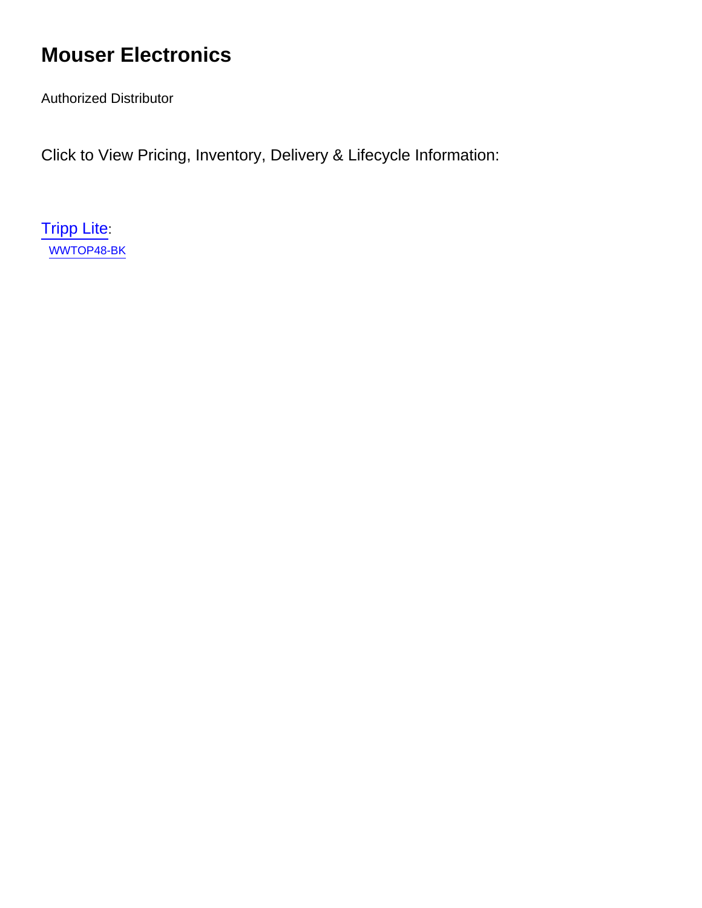# Mouser Electronics

Authorized Distributor

Click to View Pricing, Inventory, Delivery & Lifecycle Information:

Tripp Lite:

WWTOP48-BK